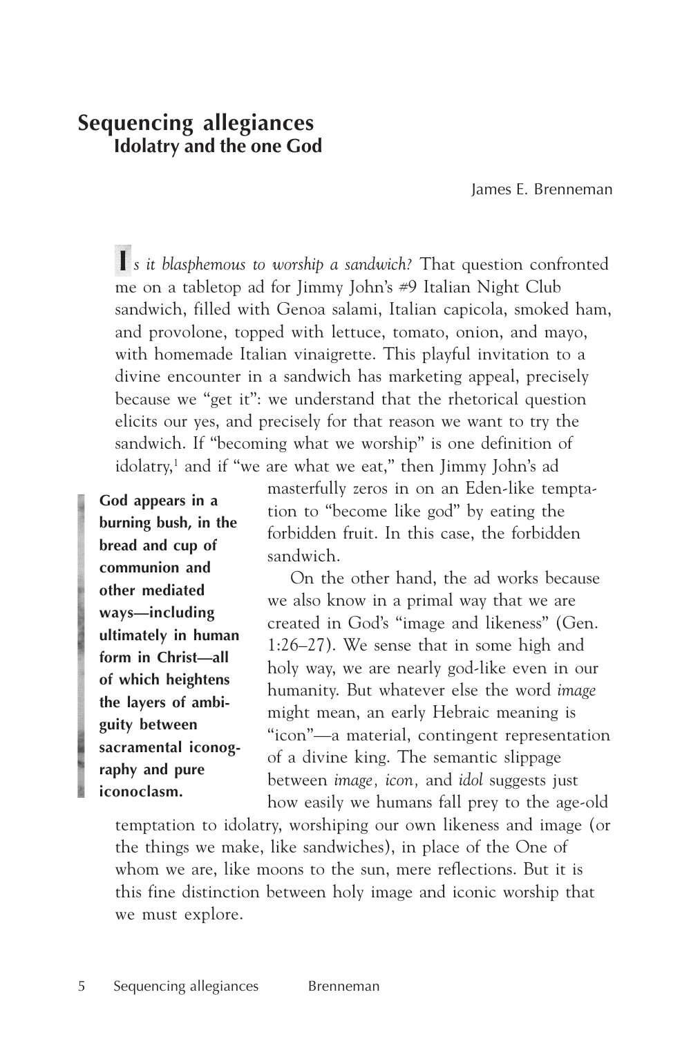# Sequencing allegiances

## Idolatry and the one God

James E. Brenneman

*Is it blasphemous to worship a sandwich?* That question confronted me on a tabletop ad for Jimmy John's #9 Italian Night Club sandwich, filled with Genoa salami, Italian capicola, smoked ham, and provolone, topped with lettuce, tomato, onion, and mayo, with homemade Italian vinaigrette. This playful invitation to a divine encounter in a sandwich has marketing appeal, precisely because we "get it": we understand that the rhetorical question elicits our yes, and precisely for that reason we want to try the sandwich. If "becoming what we worship" is one definition of idolatry,[1] and if "we are what we eat," then Jimmy John's ad masterfully zeros in on an Eden-like temptation to "become like god" by eating the forbidden fruit. In this case, the forbidden sandwich.

> **God appears in a burning bush, in the bread and cup of communion and other mediated ways—including ultimately in human form in Christ—all of which heightens the layers of ambiguity between sacramental iconography and pure iconoclasm.**

On the other hand, the ad works because we also know in a primal way that we are created in God's "image and likeness" (Gen. 1:26–27). We sense that in some high and holy way, we are nearly god-like even in our humanity. But whatever else the word *image* might mean, an early Hebraic meaning is "icon"—a material, contingent representation of a divine king. The semantic slippage between *image, icon,* and *idol* suggests just how easily we humans fall prey to the age-old temptation to idolatry, worshiping our own likeness and image (or the things we make, like sandwiches), in place of the One of whom we are, like moons to the sun, mere reflections. But it is this fine distinction between holy image and iconic worship that we must explore.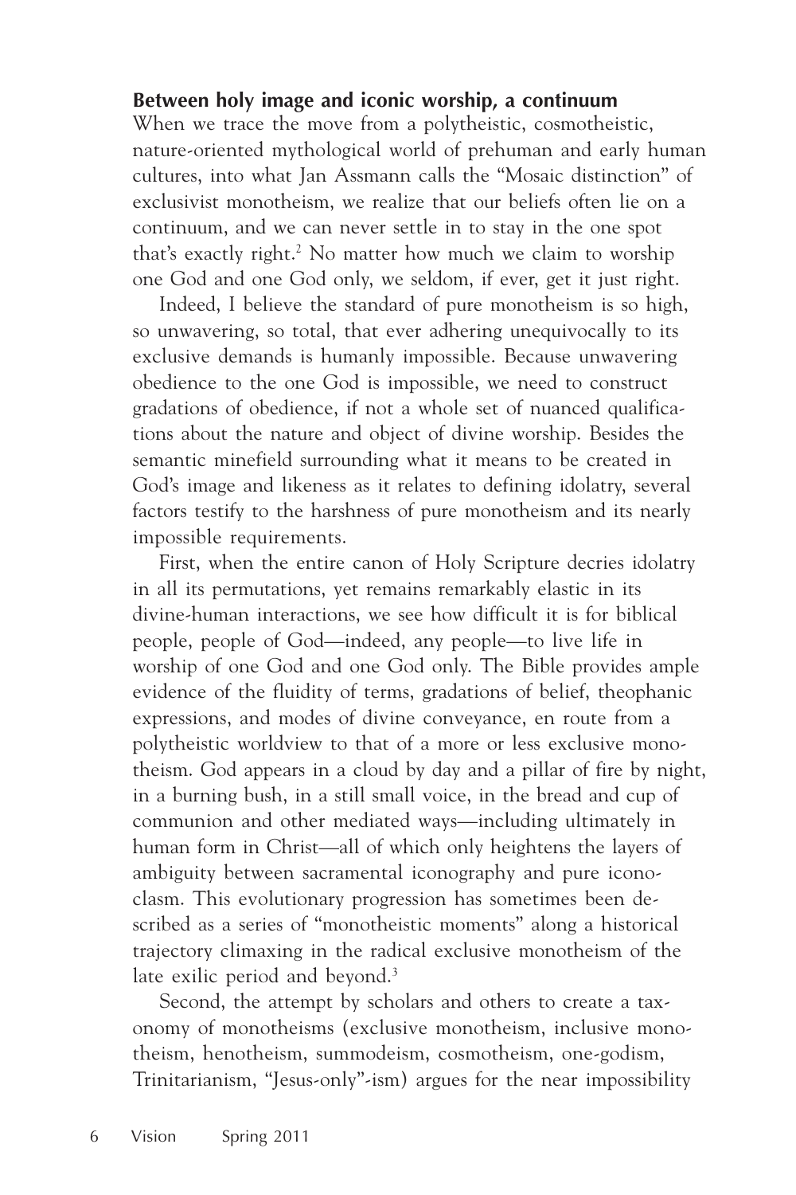**Between holy image and iconic worship, a continuum**

When we trace the move from a polytheistic, cosmotheistic, nature-oriented mythological world of prehuman and early human cultures, into what Jan Assmann calls the "Mosaic distinction" of exclusivist monotheism, we realize that our beliefs often lie on a continuum, and we can never settle in to stay in the one spot that's exactly right.[2] No matter how much we claim to worship one God and one God only, we seldom, if ever, get it just right.

Indeed, I believe the standard of pure monotheism is so high, so unwavering, so total, that ever adhering unequivocally to its exclusive demands is humanly impossible. Because unwavering obedience to the one God is impossible, we need to construct gradations of obedience, if not a whole set of nuanced qualifications about the nature and object of divine worship. Besides the semantic minefield surrounding what it means to be created in God's image and likeness as it relates to defining idolatry, several factors testify to the harshness of pure monotheism and its nearly impossible requirements.

First, when the entire canon of Holy Scripture decries idolatry in all its permutations, yet remains remarkably elastic in its divine-human interactions, we see how difficult it is for biblical people, people of God—indeed, any people—to live life in worship of one God and one God only. The Bible provides ample evidence of the fluidity of terms, gradations of belief, theophanic expressions, and modes of divine conveyance, en route from a polytheistic worldview to that of a more or less exclusive monotheism. God appears in a cloud by day and a pillar of fire by night, in a burning bush, in a still small voice, in the bread and cup of communion and other mediated ways—including ultimately in human form in Christ—all of which only heightens the layers of ambiguity between sacramental iconography and pure iconoclasm. This evolutionary progression has sometimes been described as a series of "monotheistic moments" along a historical trajectory climaxing in the radical exclusive monotheism of the late exilic period and beyond.[3]

Second, the attempt by scholars and others to create a taxonomy of monotheisms (exclusive monotheism, inclusive monotheism, henotheism, summodeism, cosmotheism, one-godism, Trinitarianism, "Jesus-only"-ism) argues for the near impossibility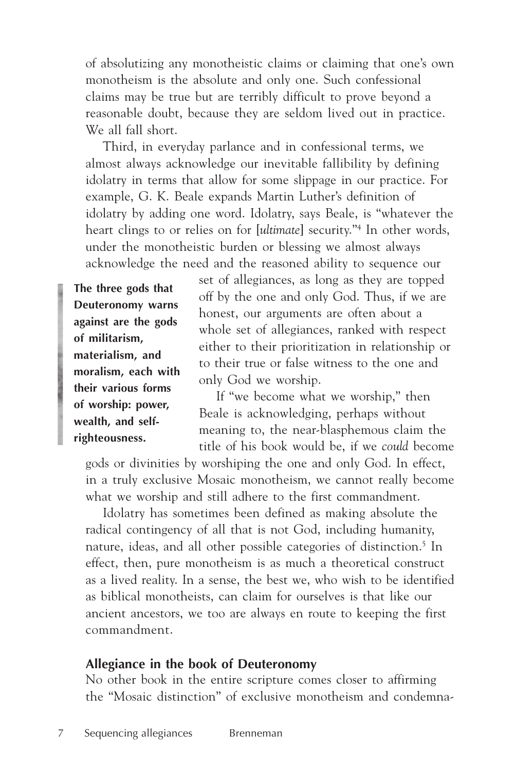of absolutizing any monotheistic claims or claiming that one's own monotheism is the absolute and only one. Such confessional claims may be true but are terribly difficult to prove beyond a reasonable doubt, because they are seldom lived out in practice. We all fall short.

Third, in everyday parlance and in confessional terms, we almost always acknowledge our inevitable fallibility by defining idolatry in terms that allow for some slippage in our practice. For example, G. K. Beale expands Martin Luther's definition of idolatry by adding one word. Idolatry, says Beale, is "whatever the heart clings to or relies on for [*ultimate*] security."[4] In other words, under the monotheistic burden or blessing we almost always acknowledge the need and the reasoned ability to sequence our set of allegiances, as long as they are topped off by the one and only God. Thus, if we are honest, our arguments are often about a whole set of allegiances, ranked with respect either to their prioritization in relationship or to their true or false witness to the one and only God we worship.

> **The three gods that Deuteronomy warns against are the gods of militarism, materialism, and moralism, each with their various forms of worship: power, wealth, and self-righteousness.**

If "we become what we worship," then Beale is acknowledging, perhaps without meaning to, the near-blasphemous claim the title of his book would be, if we *could* become gods or divinities by worshiping the one and only God. In effect, in a truly exclusive Mosaic monotheism, we cannot really become what we worship and still adhere to the first commandment.

Idolatry has sometimes been defined as making absolute the radical contingency of all that is not God, including humanity, nature, ideas, and all other possible categories of distinction.[5] In effect, then, pure monotheism is as much a theoretical construct as a lived reality. In a sense, the best we, who wish to be identified as biblical monotheists, can claim for ourselves is that like our ancient ancestors, we too are always en route to keeping the first commandment.

## Allegiance in the book of Deuteronomy

No other book in the entire scripture comes closer to affirming the "Mosaic distinction" of exclusive monotheism and condemna-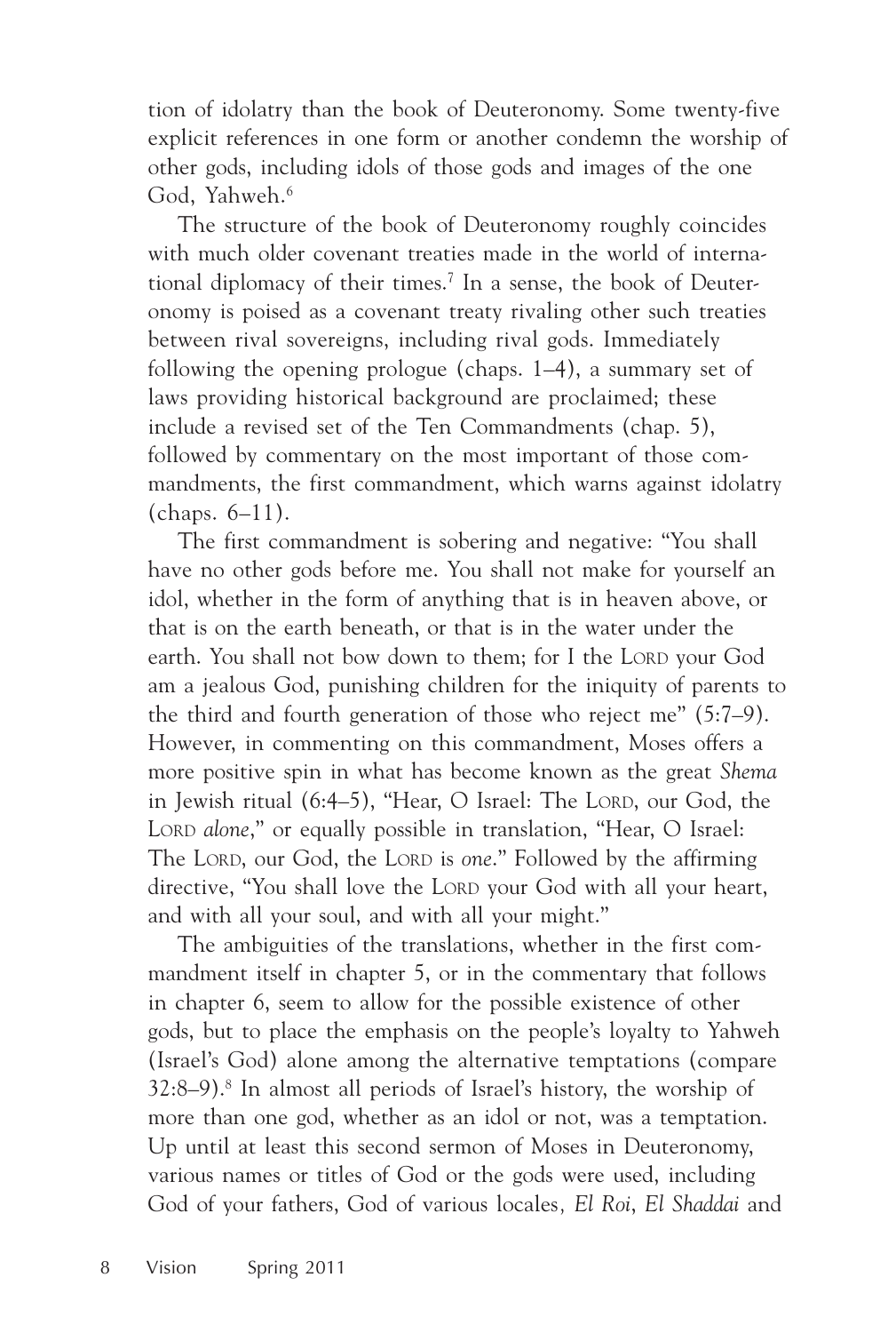tion of idolatry than the book of Deuteronomy. Some twenty-five explicit references in one form or another condemn the worship of other gods, including idols of those gods and images of the one God, Yahweh.[6]

The structure of the book of Deuteronomy roughly coincides with much older covenant treaties made in the world of international diplomacy of their times.[7] In a sense, the book of Deuteronomy is poised as a covenant treaty rivaling other such treaties between rival sovereigns, including rival gods. Immediately following the opening prologue (chaps. 1–4), a summary set of laws providing historical background are proclaimed; these include a revised set of the Ten Commandments (chap. 5), followed by commentary on the most important of those commandments, the first commandment, which warns against idolatry (chaps. 6–11).

The first commandment is sobering and negative: "You shall have no other gods before me. You shall not make for yourself an idol, whether in the form of anything that is in heaven above, or that is on the earth beneath, or that is in the water under the earth. You shall not bow down to them; for I the LORD your God am a jealous God, punishing children for the iniquity of parents to the third and fourth generation of those who reject me" (5:7–9). However, in commenting on this commandment, Moses offers a more positive spin in what has become known as the great *Shema* in Jewish ritual (6:4–5), "Hear, O Israel: The LORD, our God, the LORD *alone*," or equally possible in translation, "Hear, O Israel: The LORD, our God, the LORD is *one*." Followed by the affirming directive, "You shall love the LORD your God with all your heart, and with all your soul, and with all your might."

The ambiguities of the translations, whether in the first commandment itself in chapter 5, or in the commentary that follows in chapter 6, seem to allow for the possible existence of other gods, but to place the emphasis on the people's loyalty to Yahweh (Israel's God) alone among the alternative temptations (compare 32:8–9).[8] In almost all periods of Israel's history, the worship of more than one god, whether as an idol or not, was a temptation. Up until at least this second sermon of Moses in Deuteronomy, various names or titles of God or the gods were used, including God of your fathers, God of various locales*, El Roi*, *El Shaddai* and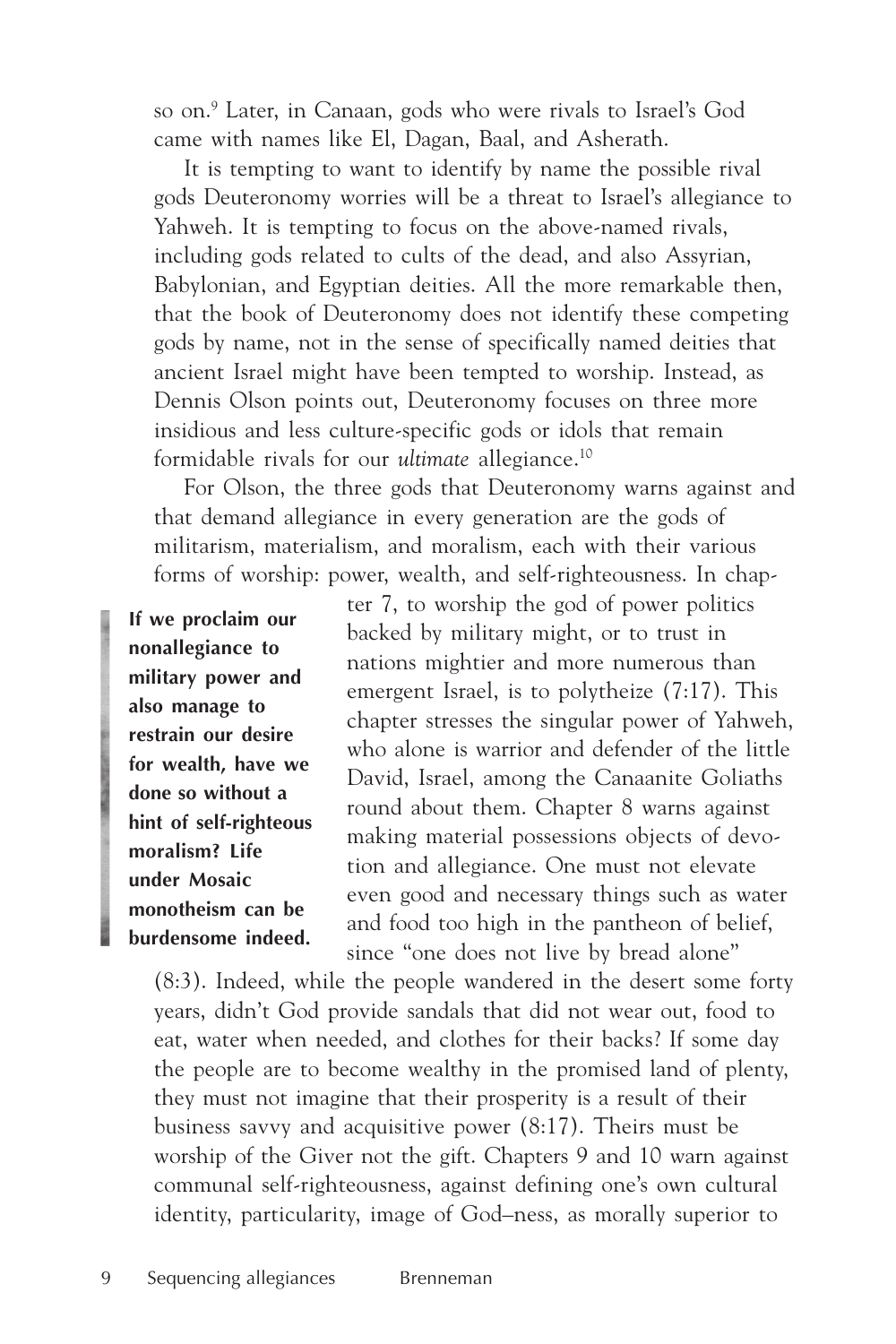so on.[9] Later, in Canaan, gods who were rivals to Israel's God came with names like El, Dagan, Baal, and Asherath.

It is tempting to want to identify by name the possible rival gods Deuteronomy worries will be a threat to Israel's allegiance to Yahweh. It is tempting to focus on the above-named rivals, including gods related to cults of the dead, and also Assyrian, Babylonian, and Egyptian deities. All the more remarkable then, that the book of Deuteronomy does not identify these competing gods by name, not in the sense of specifically named deities that ancient Israel might have been tempted to worship. Instead, as Dennis Olson points out, Deuteronomy focuses on three more insidious and less culture-specific gods or idols that remain formidable rivals for our *ultimate* allegiance.[10]

For Olson, the three gods that Deuteronomy warns against and that demand allegiance in every generation are the gods of militarism, materialism, and moralism, each with their various forms of worship: power, wealth, and self-righteousness. In chapter 7, to worship the god of power politics backed by military might, or to trust in nations mightier and more numerous than emergent Israel, is to polytheize (7:17). This chapter stresses the singular power of Yahweh, who alone is warrior and defender of the little David, Israel, among the Canaanite Goliaths round about them. Chapter 8 warns against making material possessions objects of devotion and allegiance. One must not elevate even good and necessary things such as water and food too high in the pantheon of belief, since "one does not live by bread alone" (8:3). Indeed, while the people wandered in the desert some forty years, didn't God provide sandals that did not wear out, food to eat, water when needed, and clothes for their backs? If some day the people are to become wealthy in the promised land of plenty, they must not imagine that their prosperity is a result of their business savvy and acquisitive power (8:17). Theirs must be worship of the Giver not the gift. Chapters 9 and 10 warn against communal self-righteousness, against defining one's own cultural identity, particularity, image of God–ness, as morally superior to

> **If we proclaim our nonallegiance to military power and also manage to restrain our desire for wealth, have we done so without a hint of self-righteous moralism? Life under Mosaic monotheism can be burdensome indeed.**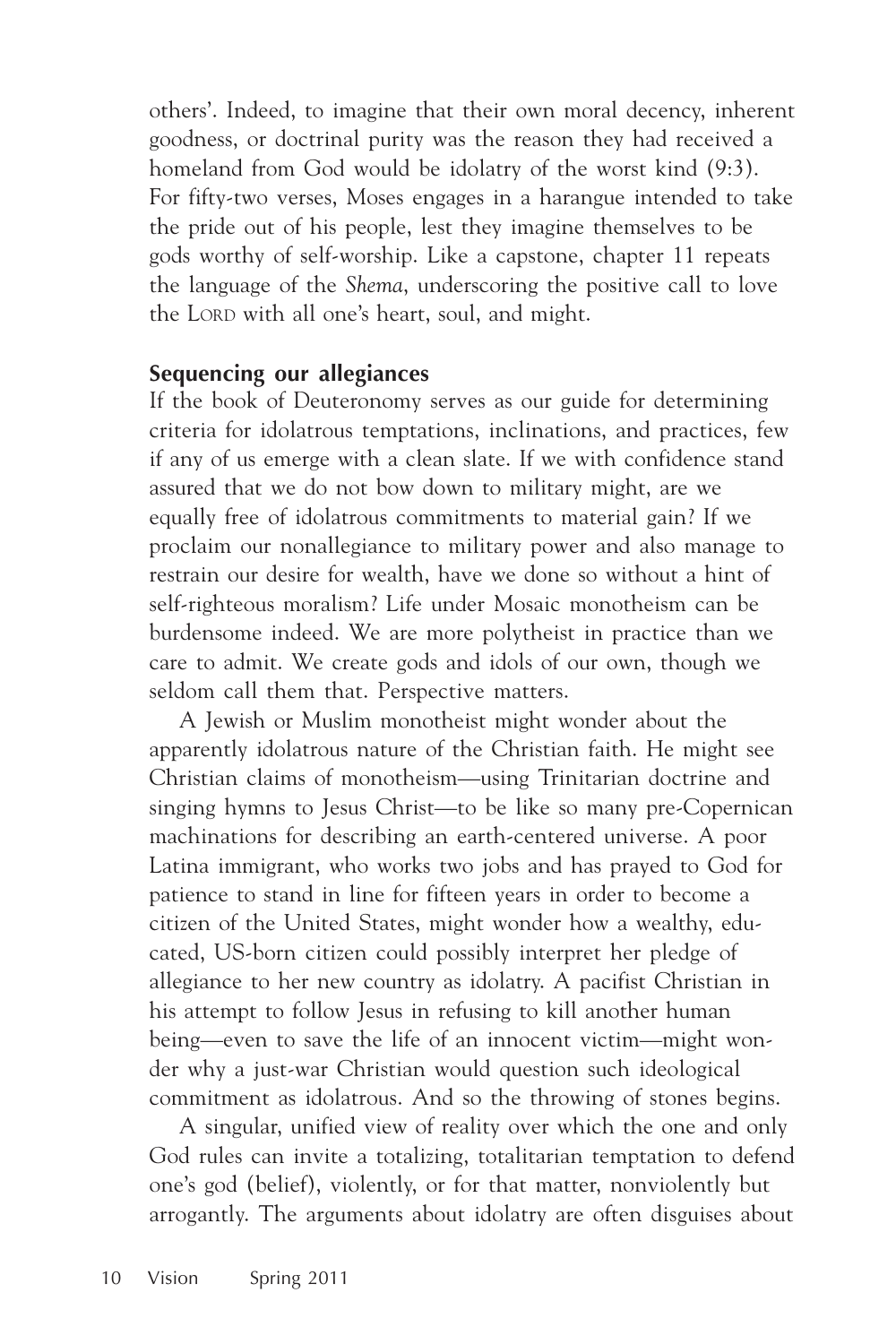others'. Indeed, to imagine that their own moral decency, inherent goodness, or doctrinal purity was the reason they had received a homeland from God would be idolatry of the worst kind (9:3). For fifty-two verses, Moses engages in a harangue intended to take the pride out of his people, lest they imagine themselves to be gods worthy of self-worship. Like a capstone, chapter 11 repeats the language of the *Shema*, underscoring the positive call to love the LORD with all one's heart, soul, and might.

## Sequencing our allegiances

If the book of Deuteronomy serves as our guide for determining criteria for idolatrous temptations, inclinations, and practices, few if any of us emerge with a clean slate. If we with confidence stand assured that we do not bow down to military might, are we equally free of idolatrous commitments to material gain? If we proclaim our nonallegiance to military power and also manage to restrain our desire for wealth, have we done so without a hint of self-righteous moralism? Life under Mosaic monotheism can be burdensome indeed. We are more polytheist in practice than we care to admit. We create gods and idols of our own, though we seldom call them that. Perspective matters.

A Jewish or Muslim monotheist might wonder about the apparently idolatrous nature of the Christian faith. He might see Christian claims of monotheism—using Trinitarian doctrine and singing hymns to Jesus Christ—to be like so many pre-Copernican machinations for describing an earth-centered universe. A poor Latina immigrant, who works two jobs and has prayed to God for patience to stand in line for fifteen years in order to become a citizen of the United States, might wonder how a wealthy, educated, US-born citizen could possibly interpret her pledge of allegiance to her new country as idolatry. A pacifist Christian in his attempt to follow Jesus in refusing to kill another human being—even to save the life of an innocent victim—might wonder why a just-war Christian would question such ideological commitment as idolatrous. And so the throwing of stones begins.

A singular, unified view of reality over which the one and only God rules can invite a totalizing, totalitarian temptation to defend one's god (belief), violently, or for that matter, nonviolently but arrogantly. The arguments about idolatry are often disguises about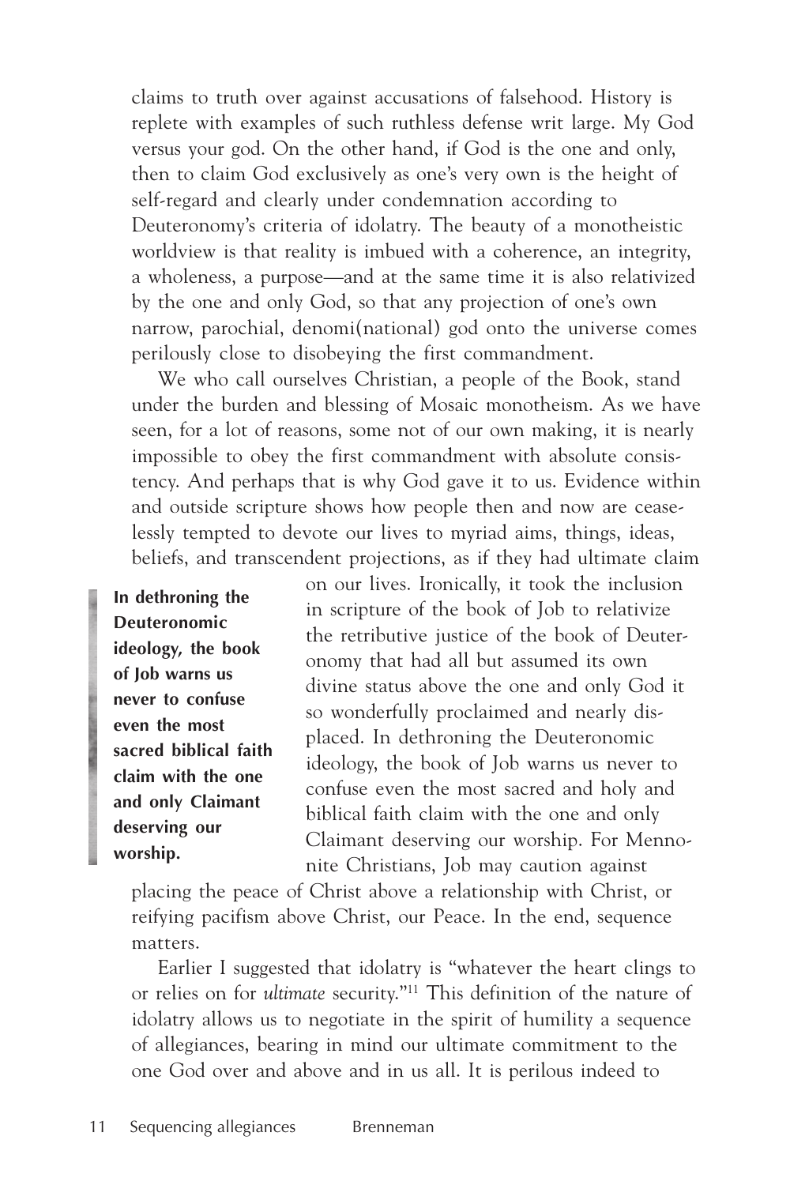claims to truth over against accusations of falsehood. History is replete with examples of such ruthless defense writ large. My God versus your god. On the other hand, if God is the one and only, then to claim God exclusively as one's very own is the height of self-regard and clearly under condemnation according to Deuteronomy's criteria of idolatry. The beauty of a monotheistic worldview is that reality is imbued with a coherence, an integrity, a wholeness, a purpose—and at the same time it is also relativized by the one and only God, so that any projection of one's own narrow, parochial, denomi(national) god onto the universe comes perilously close to disobeying the first commandment.

We who call ourselves Christian, a people of the Book, stand under the burden and blessing of Mosaic monotheism. As we have seen, for a lot of reasons, some not of our own making, it is nearly impossible to obey the first commandment with absolute consistency. And perhaps that is why God gave it to us. Evidence within and outside scripture shows how people then and now are ceaselessly tempted to devote our lives to myriad aims, things, ideas, beliefs, and transcendent projections, as if they had ultimate claim on our lives. Ironically, it took the inclusion in scripture of the book of Job to relativize the retributive justice of the book of Deuteronomy that had all but assumed its own divine status above the one and only God it so wonderfully proclaimed and nearly displaced. In dethroning the Deuteronomic ideology, the book of Job warns us never to confuse even the most sacred and holy and biblical faith claim with the one and only Claimant deserving our worship. For Mennonite Christians, Job may caution against placing the peace of Christ above a relationship with Christ, or reifying pacifism above Christ, our Peace. In the end, sequence matters.

> **In dethroning the Deuteronomic ideology, the book of Job warns us never to confuse even the most sacred biblical faith claim with the one and only Claimant deserving our worship.**

Earlier I suggested that idolatry is "whatever the heart clings to or relies on for *ultimate* security."[11] This definition of the nature of idolatry allows us to negotiate in the spirit of humility a sequence of allegiances, bearing in mind our ultimate commitment to the one God over and above and in us all. It is perilous indeed to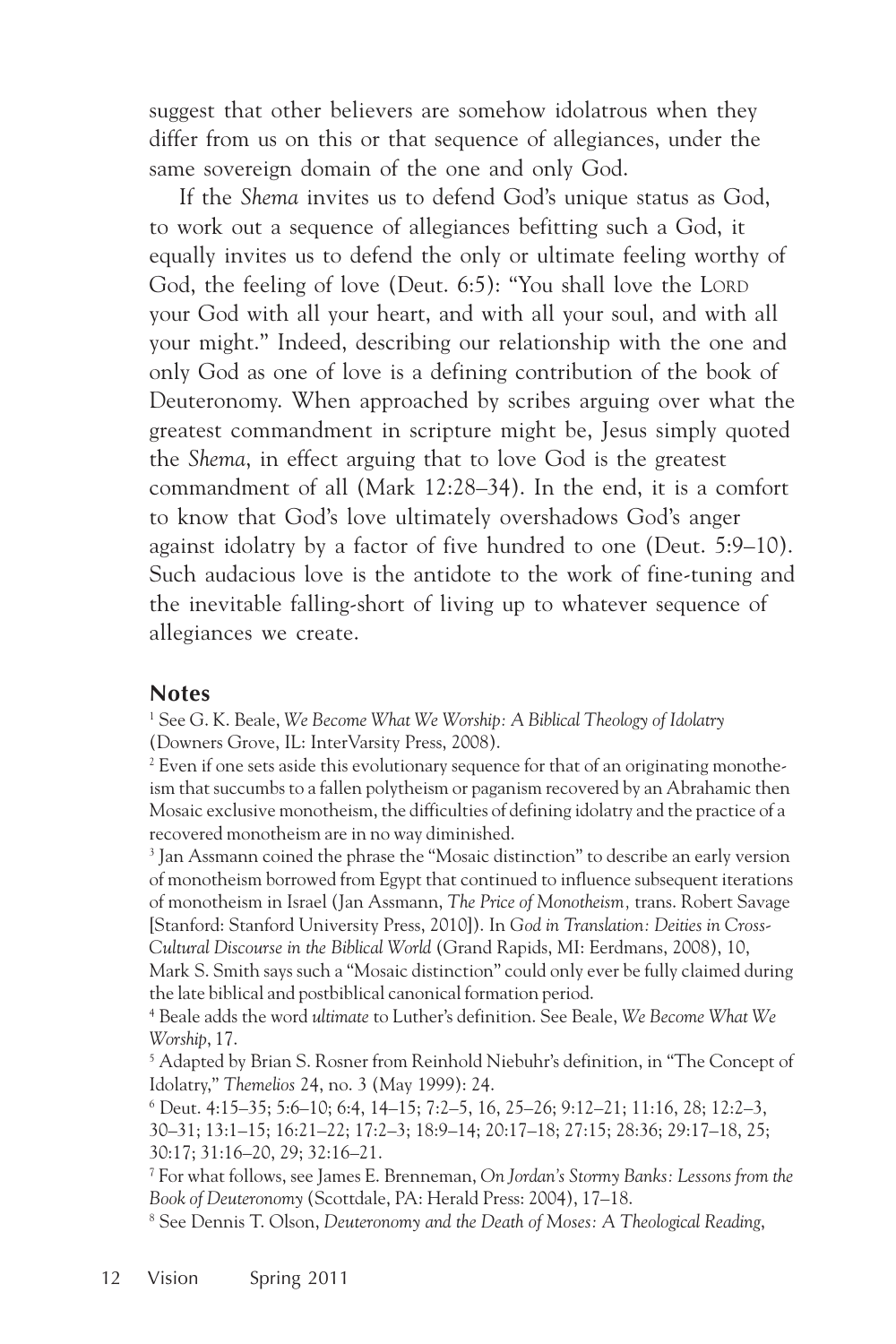suggest that other believers are somehow idolatrous when they differ from us on this or that sequence of allegiances, under the same sovereign domain of the one and only God.

If the *Shema* invites us to defend God's unique status as God, to work out a sequence of allegiances befitting such a God, it equally invites us to defend the only or ultimate feeling worthy of God, the feeling of love (Deut. 6:5): "You shall love the LORD your God with all your heart, and with all your soul, and with all your might." Indeed, describing our relationship with the one and only God as one of love is a defining contribution of the book of Deuteronomy. When approached by scribes arguing over what the greatest commandment in scripture might be, Jesus simply quoted the *Shema*, in effect arguing that to love God is the greatest commandment of all (Mark 12:28–34). In the end, it is a comfort to know that God's love ultimately overshadows God's anger against idolatry by a factor of five hundred to one (Deut. 5:9–10). Such audacious love is the antidote to the work of fine-tuning and the inevitable falling-short of living up to whatever sequence of allegiances we create.

## Notes

[1] See G. K. Beale, *We Become What We Worship: A Biblical Theology of Idolatry* (Downers Grove, IL: InterVarsity Press, 2008).

[2] Even if one sets aside this evolutionary sequence for that of an originating monotheism that succumbs to a fallen polytheism or paganism recovered by an Abrahamic then Mosaic exclusive monotheism, the difficulties of defining idolatry and the practice of a recovered monotheism are in no way diminished.

[3] Jan Assmann coined the phrase the "Mosaic distinction" to describe an early version of monotheism borrowed from Egypt that continued to influence subsequent iterations of monotheism in Israel (Jan Assmann, *The Price of Monotheism,* trans. Robert Savage [Stanford: Stanford University Press, 2010]). In *God in Translation: Deities in Cross-Cultural Discourse in the Biblical World* (Grand Rapids, MI: Eerdmans, 2008), 10, Mark S. Smith says such a "Mosaic distinction" could only ever be fully claimed during the late biblical and postbiblical canonical formation period.

[4] Beale adds the word *ultimate* to Luther's definition. See Beale, *We Become What We Worship*, 17.

[5] Adapted by Brian S. Rosner from Reinhold Niebuhr's definition, in "The Concept of Idolatry," *Themelios* 24, no. 3 (May 1999): 24.

[6] Deut. 4:15–35; 5:6–10; 6:4, 14–15; 7:2–5, 16, 25–26; 9:12–21; 11:16, 28; 12:2–3, 30–31; 13:1–15; 16:21–22; 17:2–3; 18:9–14; 20:17–18; 27:15; 28:36; 29:17–18, 25; 30:17; 31:16–20, 29; 32:16–21.

[7] For what follows, see James E. Brenneman, *On Jordan's Stormy Banks: Lessons from the Book of Deuteronomy* (Scottdale, PA: Herald Press: 2004), 17–18.

[8] See Dennis T. Olson, *Deuteronomy and the Death of Moses: A Theological Reading*,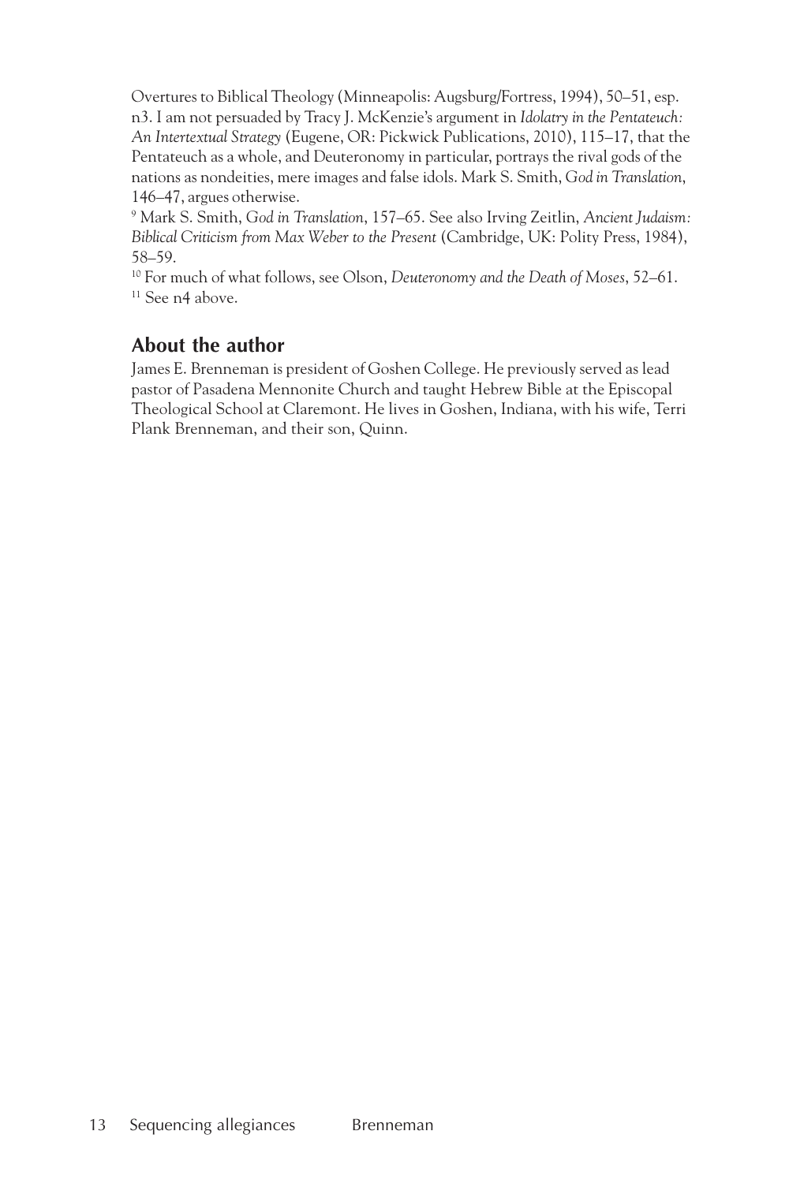Overtures to Biblical Theology (Minneapolis: Augsburg/Fortress, 1994), 50–51, esp. n3. I am not persuaded by Tracy J. McKenzie's argument in *Idolatry in the Pentateuch: An Intertextual Strategy* (Eugene, OR: Pickwick Publications, 2010), 115–17, that the Pentateuch as a whole, and Deuteronomy in particular, portrays the rival gods of the nations as nondeities, mere images and false idols. Mark S. Smith, *God in Translation*, 146–47, argues otherwise.

[9] Mark S. Smith, *God in Translation*, 157–65. See also Irving Zeitlin, *Ancient Judaism: Biblical Criticism from Max Weber to the Present* (Cambridge, UK: Polity Press, 1984), 58–59.

[10] For much of what follows, see Olson, *Deuteronomy and the Death of Moses*, 52–61.

[11] See n4 above.

## About the author

James E. Brenneman is president of Goshen College. He previously served as lead pastor of Pasadena Mennonite Church and taught Hebrew Bible at the Episcopal Theological School at Claremont. He lives in Goshen, Indiana, with his wife, Terri Plank Brenneman, and their son, Quinn.